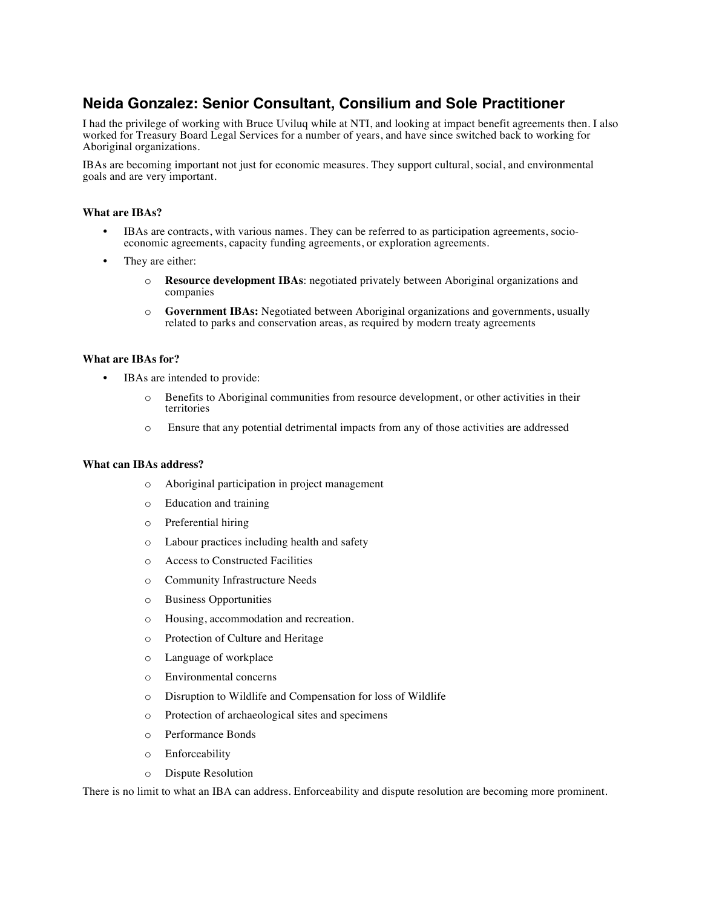## Neida Gonzalez: Senior Consultant, Consilium and Sole Practitioner

I had the privilege of working with Bruce Uviluq while at NTI, and looking at impact benefit agreements then. I also worked for Treasury Board Legal Services for a number of years, and have since switched back to working for Aboriginal organizations.

IBAs are becoming important not just for economic measures. They support cultural, social, and environmental goals and are very important.

**What are IBAs?**

- IBAs are contracts, with various names. They can be referred to as participation agreements, socio-economic agreements, capacity funding agreements, or exploration agreements.
- They are either:
  - **Resource development IBAs**: negotiated privately between Aboriginal organizations and companies
  - **Government IBAs:** Negotiated between Aboriginal organizations and governments, usually related to parks and conservation areas, as required by modern treaty agreements

**What are IBAs for?**

- IBAs are intended to provide:
  - Benefits to Aboriginal communities from resource development, or other activities in their territories
  - Ensure that any potential detrimental impacts from any of those activities are addressed

**What can IBAs address?**

- Aboriginal participation in project management
- Education and training
- Preferential hiring
- Labour practices including health and safety
- Access to Constructed Facilities
- Community Infrastructure Needs
- Business Opportunities
- Housing, accommodation and recreation.
- Protection of Culture and Heritage
- Language of workplace
- Environmental concerns
- Disruption to Wildlife and Compensation for loss of Wildlife
- Protection of archaeological sites and specimens
- Performance Bonds
- Enforceability
- Dispute Resolution

There is no limit to what an IBA can address. Enforceability and dispute resolution are becoming more prominent.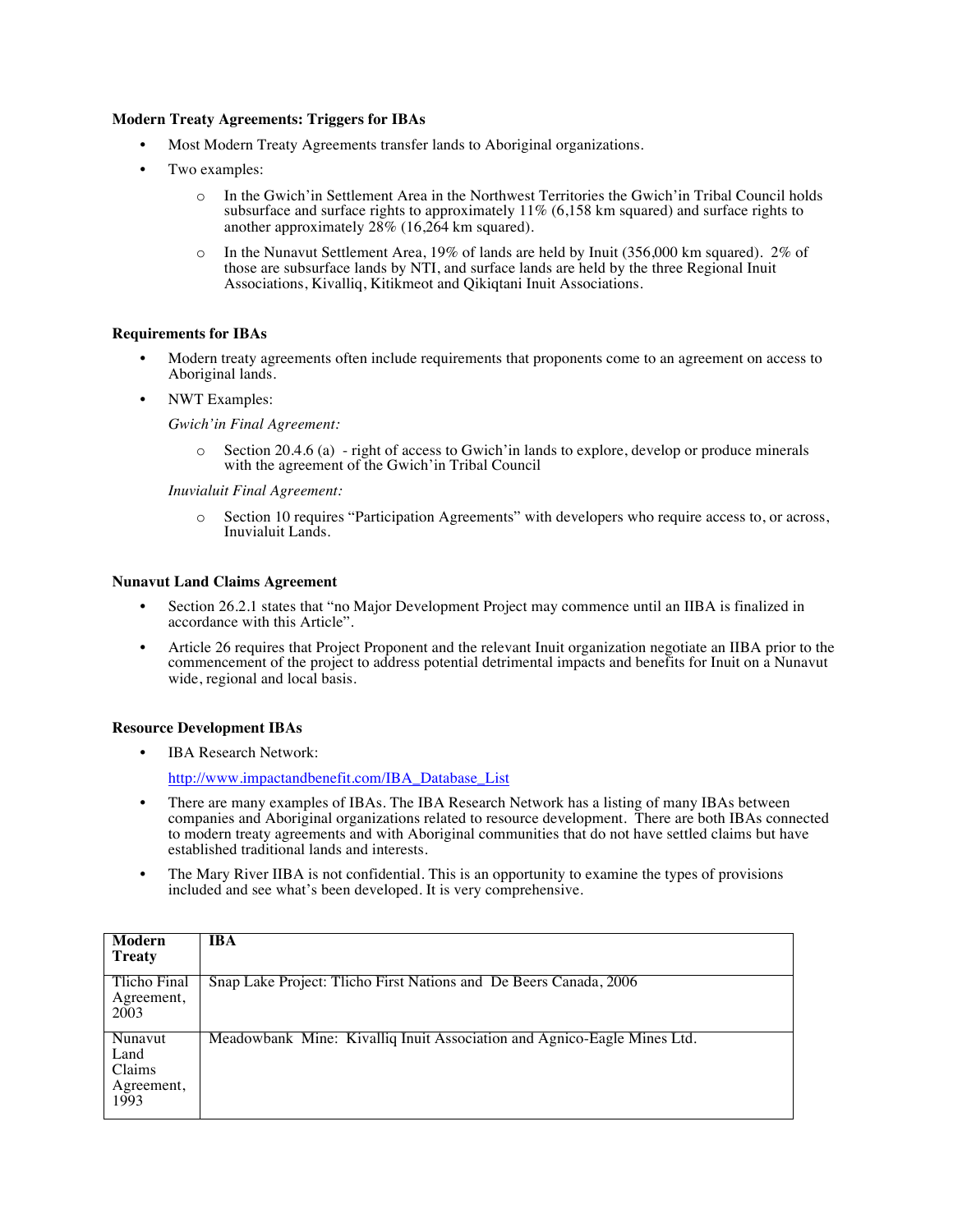**Modern Treaty Agreements: Triggers for IBAs**

- Most Modern Treaty Agreements transfer lands to Aboriginal organizations.
- Two examples:
  - In the Gwich'in Settlement Area in the Northwest Territories the Gwich'in Tribal Council holds subsurface and surface rights to approximately 11% (6,158 km squared) and surface rights to another approximately 28% (16,264 km squared).
  - In the Nunavut Settlement Area, 19% of lands are held by Inuit (356,000 km squared). 2% of those are subsurface lands by NTI, and surface lands are held by the three Regional Inuit Associations, Kivalliq, Kitikmeot and Qikiqtani Inuit Associations.

**Requirements for IBAs**

- Modern treaty agreements often include requirements that proponents come to an agreement on access to Aboriginal lands.
- NWT Examples:

  *Gwich'in Final Agreement:*

  - Section 20.4.6 (a) - right of access to Gwich'in lands to explore, develop or produce minerals with the agreement of the Gwich'in Tribal Council

  *Inuvialuit Final Agreement:*

  - Section 10 requires "Participation Agreements" with developers who require access to, or across, Inuvialuit Lands.

**Nunavut Land Claims Agreement**

- Section 26.2.1 states that "no Major Development Project may commence until an IIBA is finalized in accordance with this Article".
- Article 26 requires that Project Proponent and the relevant Inuit organization negotiate an IIBA prior to the commencement of the project to address potential detrimental impacts and benefits for Inuit on a Nunavut wide, regional and local basis.

**Resource Development IBAs**

- IBA Research Network:

  http://www.impactandbenefit.com/IBA_Database_List

- There are many examples of IBAs. The IBA Research Network has a listing of many IBAs between companies and Aboriginal organizations related to resource development. There are both IBAs connected to modern treaty agreements and with Aboriginal communities that do not have settled claims but have established traditional lands and interests.
- The Mary River IIBA is not confidential. This is an opportunity to examine the types of provisions included and see what's been developed. It is very comprehensive.

| Modern Treaty | IBA |
|---|---|
| Tlicho Final Agreement, 2003 | Snap Lake Project: Tlicho First Nations and De Beers Canada, 2006 |
| Nunavut Land Claims Agreement, 1993 | Meadowbank Mine: Kivalliq Inuit Association and Agnico-Eagle Mines Ltd. |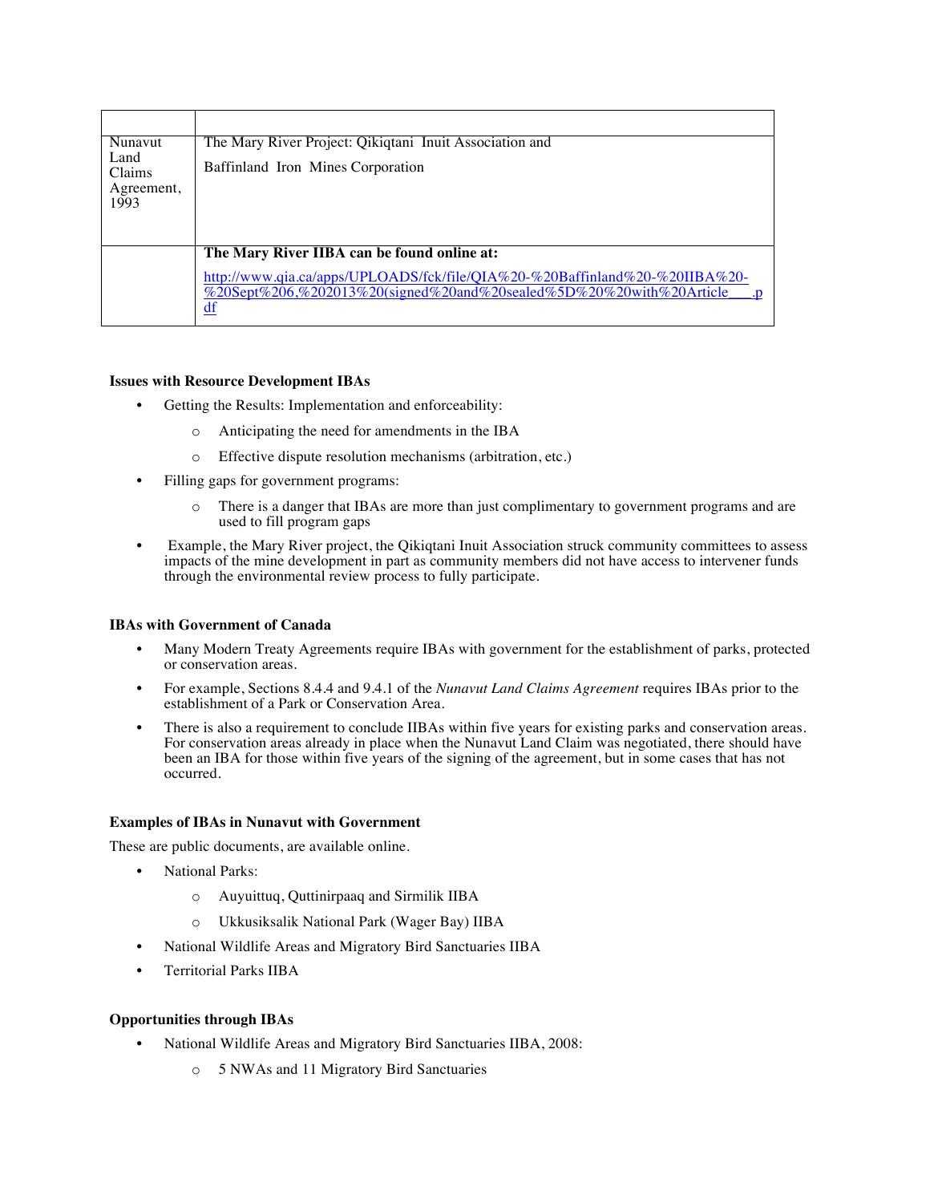| | |
|---|---|
| Nunavut Land Claims Agreement, 1993 | The Mary River Project: Qikiqtani Inuit Association and<br><br>Baffinland Iron Mines Corporation |
| | **The Mary River IIBA can be found online at:**<br><br>http://www.qia.ca/apps/UPLOADS/fck/file/QIA%20-%20Baffinland%20-%20IIBA%20-%20Sept%206,%202013%20(signed%20and%20sealed%5D%20%20with%20Article___.pdf |

**Issues with Resource Development IBAs**

- Getting the Results: Implementation and enforceability:
  - Anticipating the need for amendments in the IBA
  - Effective dispute resolution mechanisms (arbitration, etc.)
- Filling gaps for government programs:
  - There is a danger that IBAs are more than just complimentary to government programs and are used to fill program gaps
- Example, the Mary River project, the Qikiqtani Inuit Association struck community committees to assess impacts of the mine development in part as community members did not have access to intervener funds through the environmental review process to fully participate.

**IBAs with Government of Canada**

- Many Modern Treaty Agreements require IBAs with government for the establishment of parks, protected or conservation areas.
- For example, Sections 8.4.4 and 9.4.1 of the *Nunavut Land Claims Agreement* requires IBAs prior to the establishment of a Park or Conservation Area.
- There is also a requirement to conclude IIBAs within five years for existing parks and conservation areas. For conservation areas already in place when the Nunavut Land Claim was negotiated, there should have been an IBA for those within five years of the signing of the agreement, but in some cases that has not occurred.

**Examples of IBAs in Nunavut with Government**

These are public documents, are available online.

- National Parks:
  - Auyuittuq, Quttinirpaaq and Sirmilik IIBA
  - Ukkusiksalik National Park (Wager Bay) IIBA
- National Wildlife Areas and Migratory Bird Sanctuaries IIBA
- Territorial Parks IIBA

**Opportunities through IBAs**

- National Wildlife Areas and Migratory Bird Sanctuaries IIBA, 2008:
  - 5 NWAs and 11 Migratory Bird Sanctuaries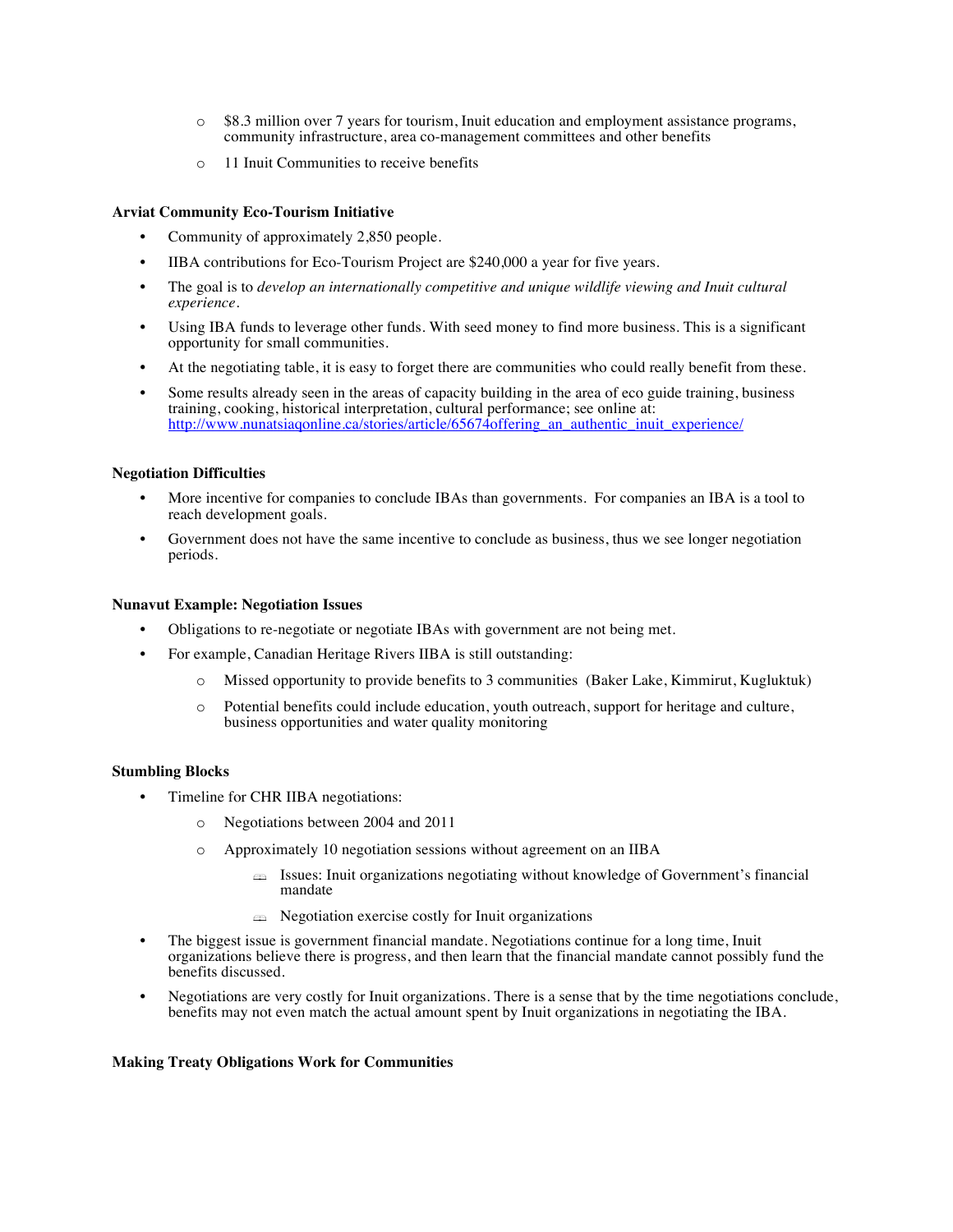- $8.3 million over 7 years for tourism, Inuit education and employment assistance programs, community infrastructure, area co-management committees and other benefits
    - 11 Inuit Communities to receive benefits

**Arviat Community Eco-Tourism Initiative**

- Community of approximately 2,850 people.
- IIBA contributions for Eco-Tourism Project are $240,000 a year for five years.
- The goal is to *develop an internationally competitive and unique wildlife viewing and Inuit cultural experience*.
- Using IBA funds to leverage other funds. With seed money to find more business. This is a significant opportunity for small communities.
- At the negotiating table, it is easy to forget there are communities who could really benefit from these.
- Some results already seen in the areas of capacity building in the area of eco guide training, business training, cooking, historical interpretation, cultural performance; see online at: http://www.nunatsiaqonline.ca/stories/article/65674offering_an_authentic_inuit_experience/

**Negotiation Difficulties**

- More incentive for companies to conclude IBAs than governments. For companies an IBA is a tool to reach development goals.
- Government does not have the same incentive to conclude as business, thus we see longer negotiation periods.

**Nunavut Example: Negotiation Issues**

- Obligations to re-negotiate or negotiate IBAs with government are not being met.
- For example, Canadian Heritage Rivers IIBA is still outstanding:
    - Missed opportunity to provide benefits to 3 communities (Baker Lake, Kimmirut, Kugluktuk)
    - Potential benefits could include education, youth outreach, support for heritage and culture, business opportunities and water quality monitoring

**Stumbling Blocks**

- Timeline for CHR IIBA negotiations:
    - Negotiations between 2004 and 2011
    - Approximately 10 negotiation sessions without agreement on an IIBA
        - Issues: Inuit organizations negotiating without knowledge of Government's financial mandate
        - Negotiation exercise costly for Inuit organizations
- The biggest issue is government financial mandate. Negotiations continue for a long time, Inuit organizations believe there is progress, and then learn that the financial mandate cannot possibly fund the benefits discussed.
- Negotiations are very costly for Inuit organizations. There is a sense that by the time negotiations conclude, benefits may not even match the actual amount spent by Inuit organizations in negotiating the IBA.

**Making Treaty Obligations Work for Communities**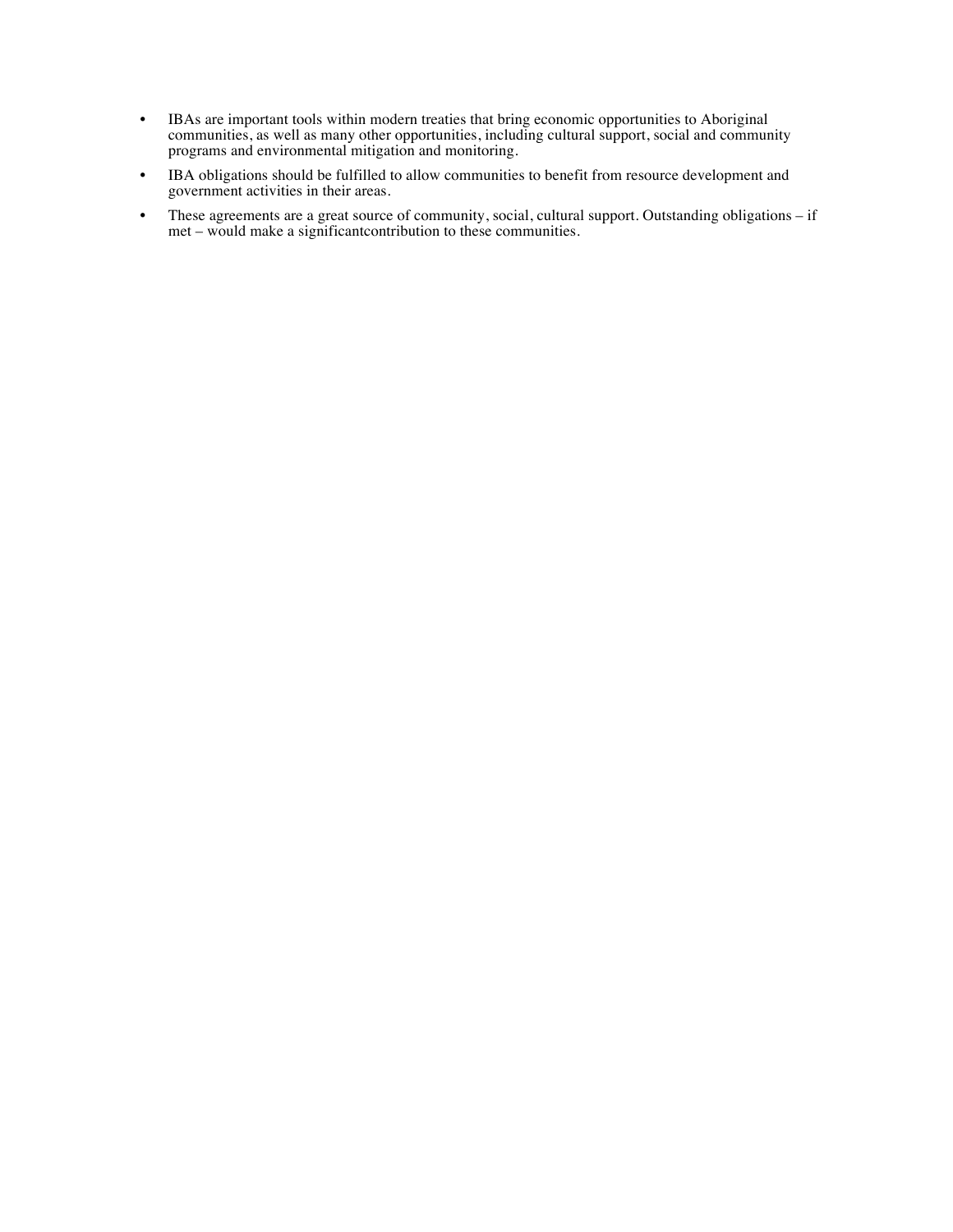- IBAs are important tools within modern treaties that bring economic opportunities to Aboriginal communities, as well as many other opportunities, including cultural support, social and community programs and environmental mitigation and monitoring.
- IBA obligations should be fulfilled to allow communities to benefit from resource development and government activities in their areas.
- These agreements are a great source of community, social, cultural support. Outstanding obligations – if met – would make a significantcontribution to these communities.